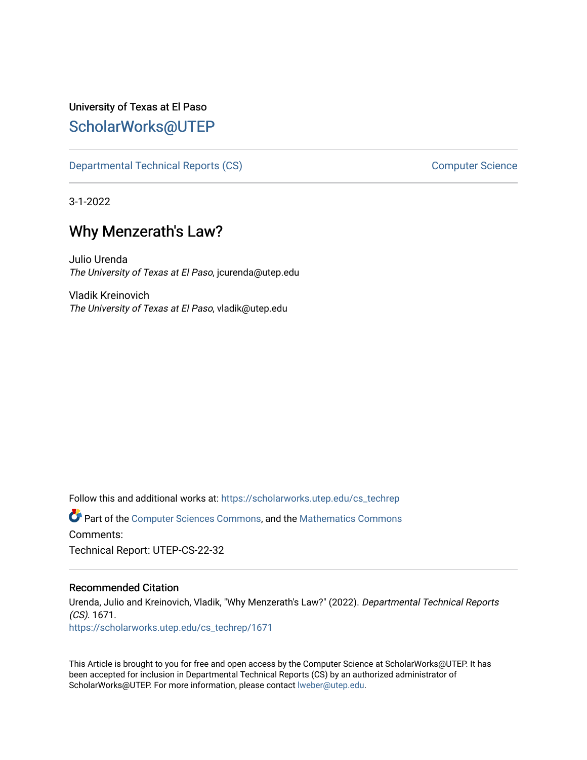University of Texas at El Paso

## ScholarWorks@UTEP

Departmental Technical Reports (CS) | Computer Science

3-1-2022

# Why Menzerath's Law?

Julio Urenda
*The University of Texas at El Paso*, jcurenda@utep.edu

Vladik Kreinovich
*The University of Texas at El Paso*, vladik@utep.edu

Follow this and additional works at: https://scholarworks.utep.edu/cs_techrep

Part of the Computer Sciences Commons, and the Mathematics Commons

Comments:

Technical Report: UTEP-CS-22-32

### Recommended Citation

Urenda, Julio and Kreinovich, Vladik, "Why Menzerath's Law?" (2022). *Departmental Technical Reports (CS)*. 1671.
https://scholarworks.utep.edu/cs_techrep/1671

This Article is brought to you for free and open access by the Computer Science at ScholarWorks@UTEP. It has been accepted for inclusion in Departmental Technical Reports (CS) by an authorized administrator of ScholarWorks@UTEP. For more information, please contact lweber@utep.edu.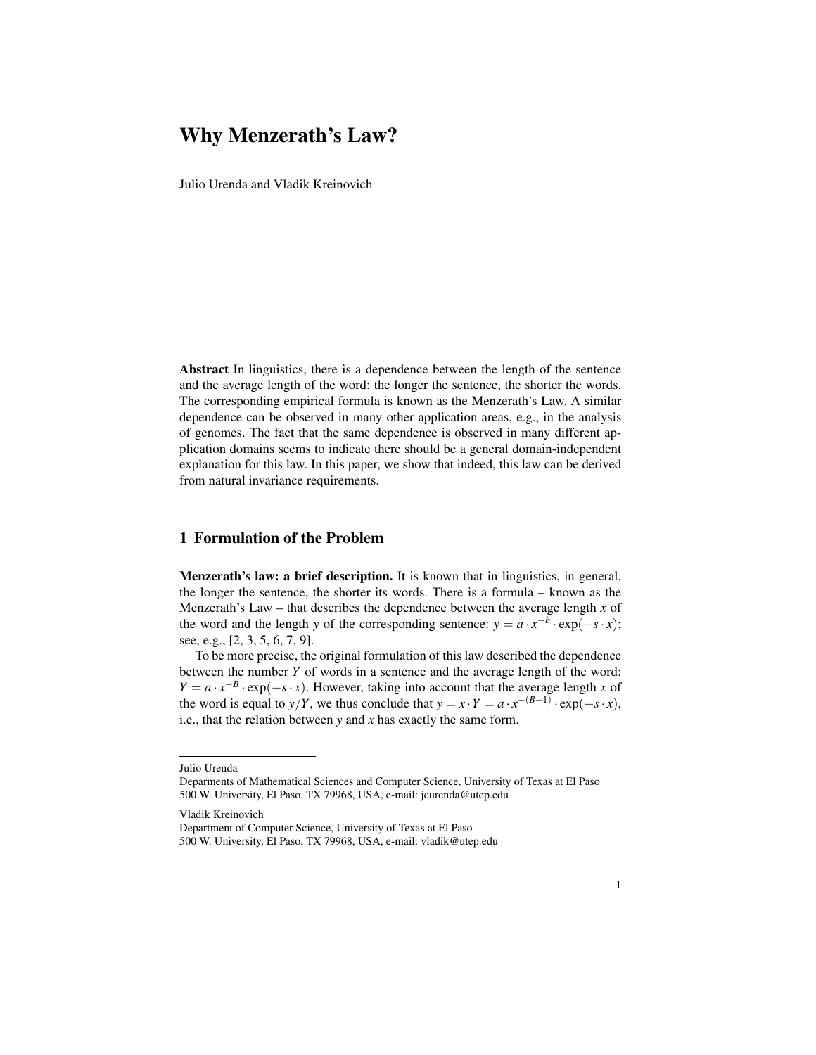# Why Menzerath's Law?

Julio Urenda and Vladik Kreinovich

**Abstract** In linguistics, there is a dependence between the length of the sentence and the average length of the word: the longer the sentence, the shorter the words. The corresponding empirical formula is known as the Menzerath's Law. A similar dependence can be observed in many other application areas, e.g., in the analysis of genomes. The fact that the same dependence is observed in many different application domains seems to indicate there should be a general domain-independent explanation for this law. In this paper, we show that indeed, this law can be derived from natural invariance requirements.

## 1 Formulation of the Problem

**Menzerath's law: a brief description.** It is known that in linguistics, in general, the longer the sentence, the shorter its words. There is a formula – known as the Menzerath's Law – that describes the dependence between the average length $x$ of the word and the length $y$ of the corresponding sentence: $y = a \cdot x^{-b} \cdot \exp(-s \cdot x)$; see, e.g., [2, 3, 5, 6, 7, 9].

To be more precise, the original formulation of this law described the dependence between the number $Y$ of words in a sentence and the average length of the word: $Y = a \cdot x^{-B} \cdot \exp(-s \cdot x)$. However, taking into account that the average length $x$ of the word is equal to $y/Y$, we thus conclude that $y = x \cdot Y = a \cdot x^{-(B-1)} \cdot \exp(-s \cdot x)$, i.e., that the relation between $y$ and $x$ has exactly the same form.

---

Julio Urenda
Deparments of Mathematical Sciences and Computer Science, University of Texas at El Paso
500 W. University, El Paso, TX 79968, USA, e-mail: jcurenda@utep.edu

Vladik Kreinovich
Department of Computer Science, University of Texas at El Paso
500 W. University, El Paso, TX 79968, USA, e-mail: vladik@utep.edu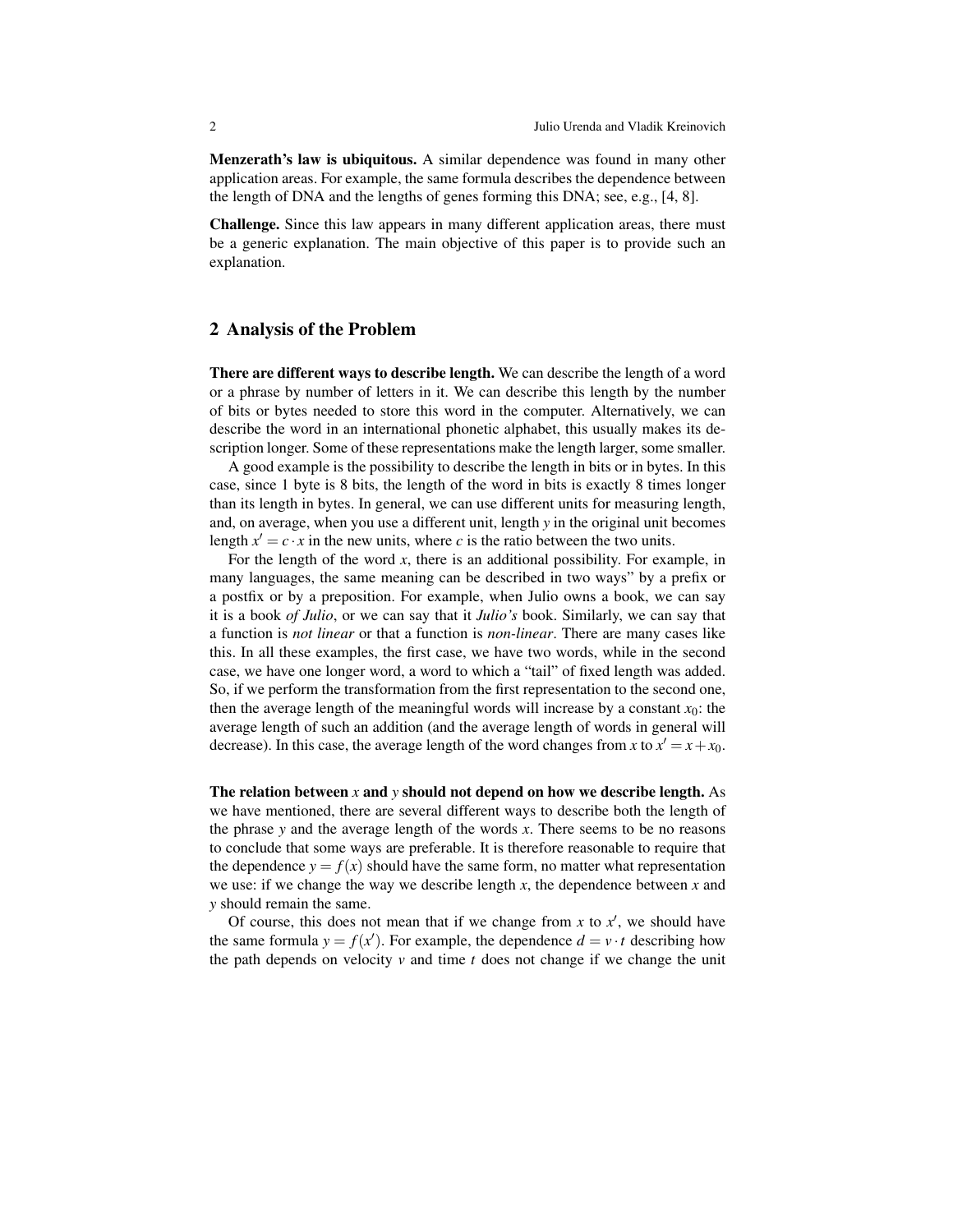**Menzerath's law is ubiquitous.** A similar dependence was found in many other application areas. For example, the same formula describes the dependence between the length of DNA and the lengths of genes forming this DNA; see, e.g., [4, 8].

**Challenge.** Since this law appears in many different application areas, there must be a generic explanation. The main objective of this paper is to provide such an explanation.

## 2 Analysis of the Problem

**There are different ways to describe length.** We can describe the length of a word or a phrase by number of letters in it. We can describe this length by the number of bits or bytes needed to store this word in the computer. Alternatively, we can describe the word in an international phonetic alphabet, this usually makes its description longer. Some of these representations make the length larger, some smaller.

A good example is the possibility to describe the length in bits or in bytes. In this case, since 1 byte is 8 bits, the length of the word in bits is exactly 8 times longer than its length in bytes. In general, we can use different units for measuring length, and, on average, when you use a different unit, length $y$ in the original unit becomes length $x' = c \cdot x$ in the new units, where $c$ is the ratio between the two units.

For the length of the word $x$, there is an additional possibility. For example, in many languages, the same meaning can be described in two ways" by a prefix or a postfix or by a preposition. For example, when Julio owns a book, we can say it is a book *of Julio*, or we can say that it *Julio's* book. Similarly, we can say that a function is *not linear* or that a function is *non-linear*. There are many cases like this. In all these examples, the first case, we have two words, while in the second case, we have one longer word, a word to which a "tail" of fixed length was added. So, if we perform the transformation from the first representation to the second one, then the average length of the meaningful words will increase by a constant $x_0$: the average length of such an addition (and the average length of words in general will decrease). In this case, the average length of the word changes from $x$ to $x' = x + x_0$.

**The relation between $x$ and $y$ should not depend on how we describe length.** As we have mentioned, there are several different ways to describe both the length of the phrase $y$ and the average length of the words $x$. There seems to be no reasons to conclude that some ways are preferable. It is therefore reasonable to require that the dependence $y = f(x)$ should have the same form, no matter what representation we use: if we change the way we describe length $x$, the dependence between $x$ and $y$ should remain the same.

Of course, this does not mean that if we change from $x$ to $x'$, we should have the same formula $y = f(x')$. For example, the dependence $d = v \cdot t$ describing how the path depends on velocity $v$ and time $t$ does not change if we change the unit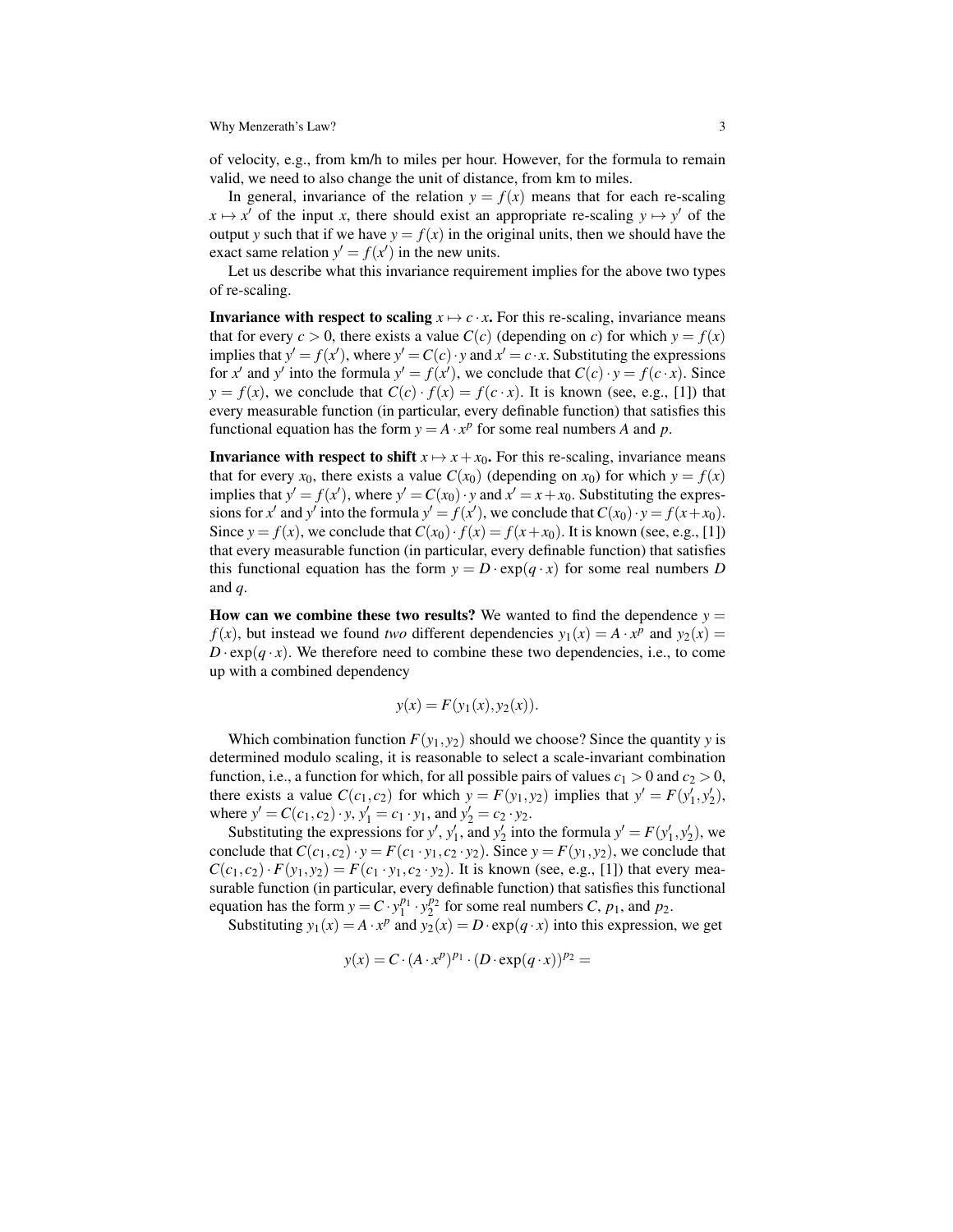of velocity, e.g., from km/h to miles per hour. However, for the formula to remain valid, we need to also change the unit of distance, from km to miles.

In general, invariance of the relation $y = f(x)$ means that for each re-scaling $x \mapsto x'$ of the input $x$, there should exist an appropriate re-scaling $y \mapsto y'$ of the output $y$ such that if we have $y = f(x)$ in the original units, then we should have the exact same relation $y' = f(x')$ in the new units.

Let us describe what this invariance requirement implies for the above two types of re-scaling.

**Invariance with respect to scaling $x \mapsto c \cdot x$.** For this re-scaling, invariance means that for every $c > 0$, there exists a value $C(c)$ (depending on $c$) for which $y = f(x)$ implies that $y' = f(x')$, where $y' = C(c) \cdot y$ and $x' = c \cdot x$. Substituting the expressions for $x'$ and $y'$ into the formula $y' = f(x')$, we conclude that $C(c) \cdot y = f(c \cdot x)$. Since $y = f(x)$, we conclude that $C(c) \cdot f(x) = f(c \cdot x)$. It is known (see, e.g., [1]) that every measurable function (in particular, every definable function) that satisfies this functional equation has the form $y = A \cdot x^p$ for some real numbers $A$ and $p$.

**Invariance with respect to shift $x \mapsto x + x_0$.** For this re-scaling, invariance means that for every $x_0$, there exists a value $C(x_0)$ (depending on $x_0$) for which $y = f(x)$ implies that $y' = f(x')$, where $y' = C(x_0) \cdot y$ and $x' = x + x_0$. Substituting the expressions for $x'$ and $y'$ into the formula $y' = f(x')$, we conclude that $C(x_0) \cdot y = f(x + x_0)$. Since $y = f(x)$, we conclude that $C(x_0) \cdot f(x) = f(x + x_0)$. It is known (see, e.g., [1]) that every measurable function (in particular, every definable function) that satisfies this functional equation has the form $y = D \cdot \exp(q \cdot x)$ for some real numbers $D$ and $q$.

**How can we combine these two results?** We wanted to find the dependence $y = f(x)$, but instead we found *two* different dependencies $y_1(x) = A \cdot x^p$ and $y_2(x) = D \cdot \exp(q \cdot x)$. We therefore need to combine these two dependencies, i.e., to come up with a combined dependency

$$y(x) = F(y_1(x), y_2(x)).$$

Which combination function $F(y_1, y_2)$ should we choose? Since the quantity $y$ is determined modulo scaling, it is reasonable to select a scale-invariant combination function, i.e., a function for which, for all possible pairs of values $c_1 > 0$ and $c_2 > 0$, there exists a value $C(c_1, c_2)$ for which $y = F(y_1, y_2)$ implies that $y' = F(y_1', y_2')$, where $y' = C(c_1, c_2) \cdot y$, $y_1' = c_1 \cdot y_1$, and $y_2' = c_2 \cdot y_2$.

Substituting the expressions for $y'$, $y_1'$, and $y_2'$ into the formula $y' = F(y_1', y_2')$, we conclude that $C(c_1, c_2) \cdot y = F(c_1 \cdot y_1, c_2 \cdot y_2)$. Since $y = F(y_1, y_2)$, we conclude that $C(c_1, c_2) \cdot F(y_1, y_2) = F(c_1 \cdot y_1, c_2 \cdot y_2)$. It is known (see, e.g., [1]) that every measurable function (in particular, every definable function) that satisfies this functional equation has the form $y = C \cdot y_1^{p_1} \cdot y_2^{p_2}$ for some real numbers $C$, $p_1$, and $p_2$.

Substituting $y_1(x) = A \cdot x^p$ and $y_2(x) = D \cdot \exp(q \cdot x)$ into this expression, we get

$$y(x) = C \cdot (A \cdot x^p)^{p_1} \cdot (D \cdot \exp(q \cdot x))^{p_2} =$$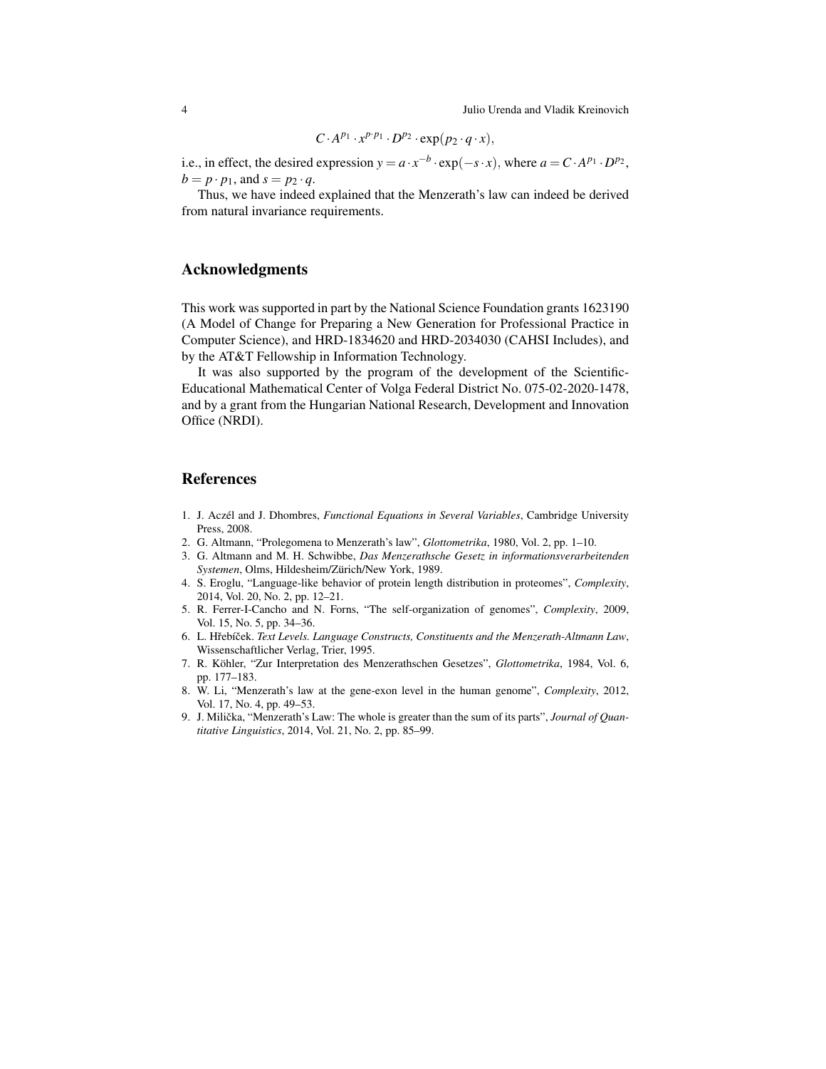$$C \cdot A^{p_1} \cdot x^{p \cdot p_1} \cdot D^{p_2} \cdot \exp(p_2 \cdot q \cdot x),$$

i.e., in effect, the desired expression $y = a \cdot x^{-b} \cdot \exp(-s \cdot x)$, where $a = C \cdot A^{p_1} \cdot D^{p_2}$, $b = p \cdot p_1$, and $s = p_2 \cdot q$.

Thus, we have indeed explained that the Menzerath's law can indeed be derived from natural invariance requirements.

## Acknowledgments

This work was supported in part by the National Science Foundation grants 1623190 (A Model of Change for Preparing a New Generation for Professional Practice in Computer Science), and HRD-1834620 and HRD-2034030 (CAHSI Includes), and by the AT&T Fellowship in Information Technology.

It was also supported by the program of the development of the Scientific-Educational Mathematical Center of Volga Federal District No. 075-02-2020-1478, and by a grant from the Hungarian National Research, Development and Innovation Office (NRDI).

## References

1. J. Aczél and J. Dhombres, *Functional Equations in Several Variables*, Cambridge University Press, 2008.
2. G. Altmann, "Prolegomena to Menzerath's law", *Glottometrika*, 1980, Vol. 2, pp. 1–10.
3. G. Altmann and M. H. Schwibbe, *Das Menzerathsche Gesetz in informationsverarbeitenden Systemen*, Olms, Hildesheim/Zürich/New York, 1989.
4. S. Eroglu, "Language-like behavior of protein length distribution in proteomes", *Complexity*, 2014, Vol. 20, No. 2, pp. 12–21.
5. R. Ferrer-I-Cancho and N. Forns, "The self-organization of genomes", *Complexity*, 2009, Vol. 15, No. 5, pp. 34–36.
6. L. Hřebíček. *Text Levels. Language Constructs, Constituents and the Menzerath-Altmann Law*, Wissenschaftlicher Verlag, Trier, 1995.
7. R. Köhler, "Zur Interpretation des Menzerathschen Gesetzes", *Glottometrika*, 1984, Vol. 6, pp. 177–183.
8. W. Li, "Menzerath's law at the gene-exon level in the human genome", *Complexity*, 2012, Vol. 17, No. 4, pp. 49–53.
9. J. Milička, "Menzerath's Law: The whole is greater than the sum of its parts", *Journal of Quantitative Linguistics*, 2014, Vol. 21, No. 2, pp. 85–99.